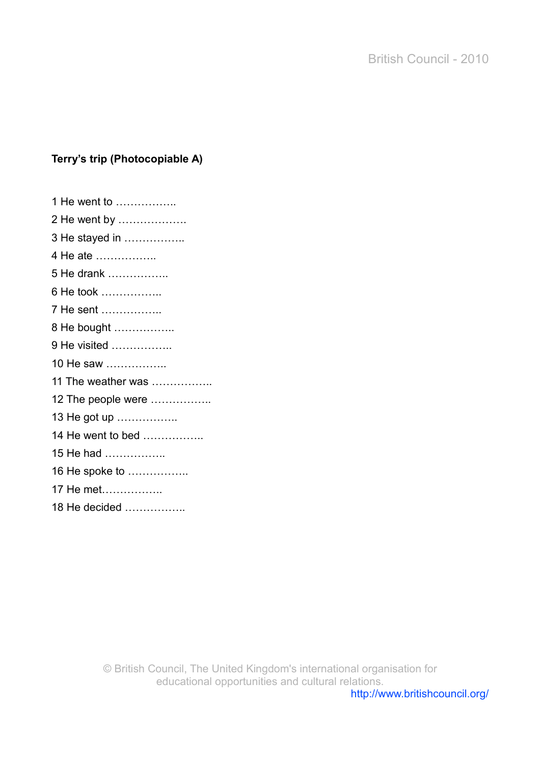**Terry's trip (Photocopiable A)**

1 He went to ……………..

2 He went by ……………….

3 He stayed in ……………..

4 He ate ……………..

5 He drank ……………..

6 He took ……………..

7 He sent ……………..

8 He bought ……………..

9 He visited ……………..

10 He saw ……………..

11 The weather was ……………..

12 The people were ……………..

13 He got up ……………..

14 He went to bed ……………..

15 He had ……………..

16 He spoke to ……………..

17 He met……………..

18 He decided ……………..

© British Council, The United Kingdom's international organisation for educational opportunities and cultural relations.
http://www.britishcouncil.org/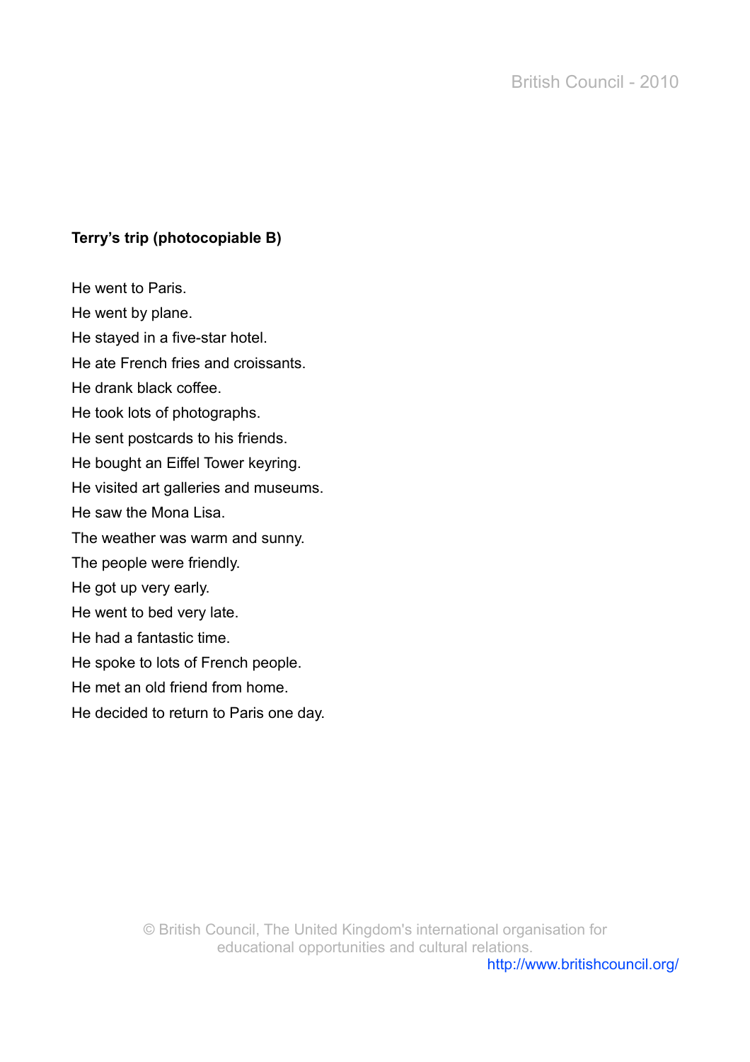**Terry's trip (photocopiable B)**

He went to Paris.
He went by plane.
He stayed in a five-star hotel.
He ate French fries and croissants.
He drank black coffee.
He took lots of photographs.
He sent postcards to his friends.
He bought an Eiffel Tower keyring.
He visited art galleries and museums.
He saw the Mona Lisa.
The weather was warm and sunny.
The people were friendly.
He got up very early.
He went to bed very late.
He had a fantastic time.
He spoke to lots of French people.
He met an old friend from home.
He decided to return to Paris one day.